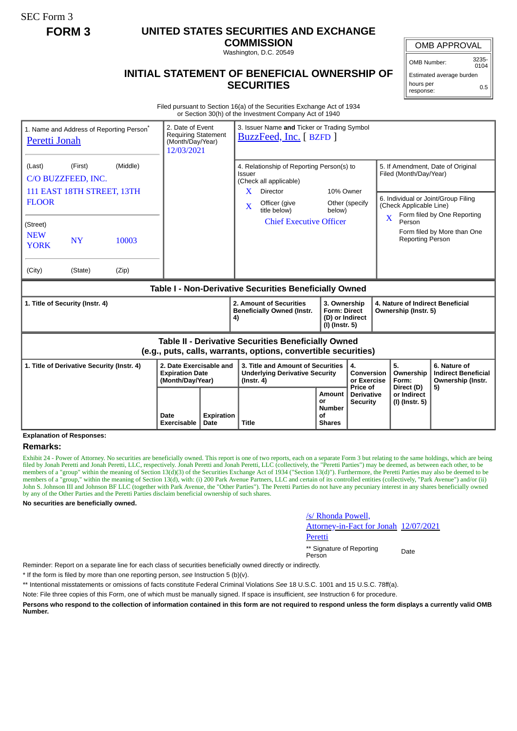SEC Form 3

**FORM 3**

# UNITED STATES SECURITIES AND EXCHANGE COMMISSION

Washington, D.C. 20549

## INITIAL STATEMENT OF BENEFICIAL OWNERSHIP OF SECURITIES

| OMB APPROVAL | |
|---|---|
| OMB Number: | 3235-0104 |
| Estimated average burden | |
| hours per response: | 0.5 |

Filed pursuant to Section 16(a) of the Securities Exchange Act of 1934
or Section 30(h) of the Investment Company Act of 1940

1. Name and Address of Reporting Person*
Peretti Jonah

(Last) (First) (Middle)
C/O BUZZFEED, INC.
111 EAST 18TH STREET, 13TH FLOOR

(Street)
NEW YORK NY 10003

(City) (State) (Zip)

2. Date of Event Requiring Statement (Month/Day/Year)
12/03/2021

3. Issuer Name and Ticker or Trading Symbol
BuzzFeed, Inc. [ BZFD ]

4. Relationship of Reporting Person(s) to Issuer (Check all applicable)
X Director
10% Owner
X Officer (give title below)
Other (specify below)
Chief Executive Officer

5. If Amendment, Date of Original Filed (Month/Day/Year)

6. Individual or Joint/Group Filing (Check Applicable Line)
X Form filed by One Reporting Person
Form filed by More than One Reporting Person

**Table I - Non-Derivative Securities Beneficially Owned**

| 1. Title of Security (Instr. 4) | 2. Amount of Securities Beneficially Owned (Instr. 4) | 3. Ownership Form: Direct (D) or Indirect (I) (Instr. 5) | 4. Nature of Indirect Beneficial Ownership (Instr. 5) |
|---|---|---|---|

**Table II - Derivative Securities Beneficially Owned (e.g., puts, calls, warrants, options, convertible securities)**

| 1. Title of Derivative Security (Instr. 4) | 2. Date Exercisable and Expiration Date (Month/Day/Year) | | 3. Title and Amount of Securities Underlying Derivative Security (Instr. 4) | | 4. Conversion or Exercise Price of Derivative Security | 5. Ownership Form: Direct (D) or Indirect (I) (Instr. 5) | 6. Nature of Indirect Beneficial Ownership (Instr. 5) |
|---|---|---|---|---|---|---|---|
| | Date Exercisable | Expiration Date | Title | Amount or Number of Shares | | | |

**Explanation of Responses:**

**Remarks:**

Exhibit 24 - Power of Attorney. No securities are beneficially owned. This report is one of two reports, each on a separate Form 3 but relating to the same holdings, which are being filed by Jonah Peretti and Jonah Peretti, LLC, respectively. Jonah Peretti and Jonah Peretti, LLC (collectively, the "Peretti Parties") may be deemed, as between each other, to be members of a "group" within the meaning of Section 13(d)(3) of the Securities Exchange Act of 1934 ("Section 13(d)"). Furthermore, the Peretti Parties may also be deemed to be members of a "group," within the meaning of Section 13(d), with: (i) 200 Park Avenue Partners, LLC and certain of its controlled entities (collectively, "Park Avenue") and/or (ii) John S. Johnson III and Johnson BF LLC (together with Park Avenue, the "Other Parties"). The Peretti Parties do not have any pecuniary interest in any shares beneficially owned by any of the Other Parties and the Peretti Parties disclaim beneficial ownership of such shares.

**No securities are beneficially owned.**

/s/ Rhonda Powell, Attorney-in-Fact for Jonah Peretti 12/07/2021

** Signature of Reporting Person Date

Reminder: Report on a separate line for each class of securities beneficially owned directly or indirectly.

\* If the form is filed by more than one reporting person, *see* Instruction 5 (b)(v).

** Intentional misstatements or omissions of facts constitute Federal Criminal Violations *See* 18 U.S.C. 1001 and 15 U.S.C. 78ff(a).

Note: File three copies of this Form, one of which must be manually signed. If space is insufficient, *see* Instruction 6 for procedure.

**Persons who respond to the collection of information contained in this form are not required to respond unless the form displays a currently valid OMB Number.**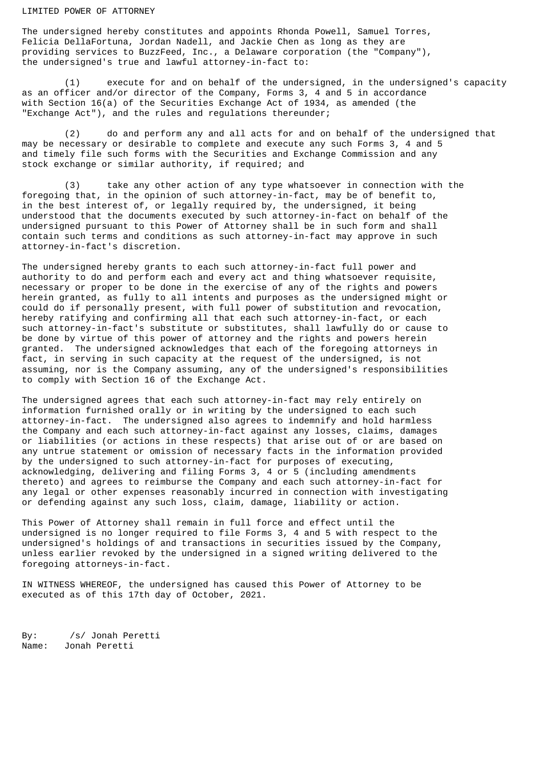# LIMITED POWER OF ATTORNEY

The undersigned hereby constitutes and appoints Rhonda Powell, Samuel Torres, Felicia DellaFortuna, Jordan Nadell, and Jackie Chen as long as they are providing services to BuzzFeed, Inc., a Delaware corporation (the "Company"), the undersigned's true and lawful attorney-in-fact to:

(1) execute for and on behalf of the undersigned, in the undersigned's capacity as an officer and/or director of the Company, Forms 3, 4 and 5 in accordance with Section 16(a) of the Securities Exchange Act of 1934, as amended (the "Exchange Act"), and the rules and regulations thereunder;

(2) do and perform any and all acts for and on behalf of the undersigned that may be necessary or desirable to complete and execute any such Forms 3, 4 and 5 and timely file such forms with the Securities and Exchange Commission and any stock exchange or similar authority, if required; and

(3) take any other action of any type whatsoever in connection with the foregoing that, in the opinion of such attorney-in-fact, may be of benefit to, in the best interest of, or legally required by, the undersigned, it being understood that the documents executed by such attorney-in-fact on behalf of the undersigned pursuant to this Power of Attorney shall be in such form and shall contain such terms and conditions as such attorney-in-fact may approve in such attorney-in-fact's discretion.

The undersigned hereby grants to each such attorney-in-fact full power and authority to do and perform each and every act and thing whatsoever requisite, necessary or proper to be done in the exercise of any of the rights and powers herein granted, as fully to all intents and purposes as the undersigned might or could do if personally present, with full power of substitution and revocation, hereby ratifying and confirming all that each such attorney-in-fact, or each such attorney-in-fact's substitute or substitutes, shall lawfully do or cause to be done by virtue of this power of attorney and the rights and powers herein granted. The undersigned acknowledges that each of the foregoing attorneys in fact, in serving in such capacity at the request of the undersigned, is not assuming, nor is the Company assuming, any of the undersigned's responsibilities to comply with Section 16 of the Exchange Act.

The undersigned agrees that each such attorney-in-fact may rely entirely on information furnished orally or in writing by the undersigned to each such attorney-in-fact. The undersigned also agrees to indemnify and hold harmless the Company and each such attorney-in-fact against any losses, claims, damages or liabilities (or actions in these respects) that arise out of or are based on any untrue statement or omission of necessary facts in the information provided by the undersigned to such attorney-in-fact for purposes of executing, acknowledging, delivering and filing Forms 3, 4 or 5 (including amendments thereto) and agrees to reimburse the Company and each such attorney-in-fact for any legal or other expenses reasonably incurred in connection with investigating or defending against any such loss, claim, damage, liability or action.

This Power of Attorney shall remain in full force and effect until the undersigned is no longer required to file Forms 3, 4 and 5 with respect to the undersigned's holdings of and transactions in securities issued by the Company, unless earlier revoked by the undersigned in a signed writing delivered to the foregoing attorneys-in-fact.

IN WITNESS WHEREOF, the undersigned has caused this Power of Attorney to be executed as of this 17th day of October, 2021.

By: /s/ Jonah Peretti
Name: Jonah Peretti